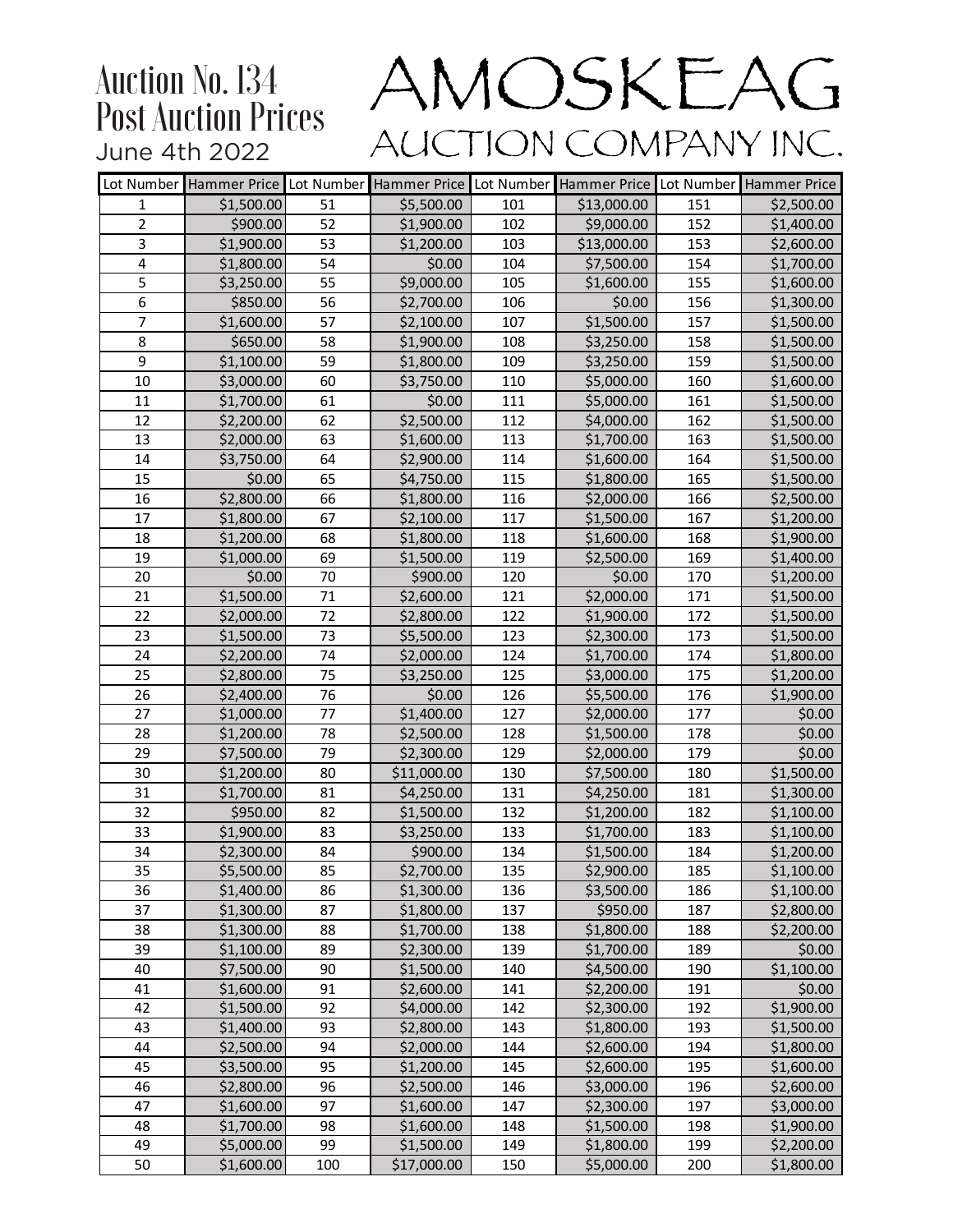# Auction No. 134 Post Auction Prices

June 4th 2022

# AMOSKEAG AUCTION COMPANY INC.

| Lot Number | Hammer Price | Lot Number | Hammer Price | Lot Number | Hammer Price | Lot Number | Hammer Price |
|---|---|---|---|---|---|---|---|
| 1 | $1,500.00 | 51 | $5,500.00 | 101 | $13,000.00 | 151 | $2,500.00 |
| 2 | $900.00 | 52 | $1,900.00 | 102 | $9,000.00 | 152 | $1,400.00 |
| 3 | $1,900.00 | 53 | $1,200.00 | 103 | $13,000.00 | 153 | $2,600.00 |
| 4 | $1,800.00 | 54 | $0.00 | 104 | $7,500.00 | 154 | $1,700.00 |
| 5 | $3,250.00 | 55 | $9,000.00 | 105 | $1,600.00 | 155 | $1,600.00 |
| 6 | $850.00 | 56 | $2,700.00 | 106 | $0.00 | 156 | $1,300.00 |
| 7 | $1,600.00 | 57 | $2,100.00 | 107 | $1,500.00 | 157 | $1,500.00 |
| 8 | $650.00 | 58 | $1,900.00 | 108 | $3,250.00 | 158 | $1,500.00 |
| 9 | $1,100.00 | 59 | $1,800.00 | 109 | $3,250.00 | 159 | $1,500.00 |
| 10 | $3,000.00 | 60 | $3,750.00 | 110 | $5,000.00 | 160 | $1,600.00 |
| 11 | $1,700.00 | 61 | $0.00 | 111 | $5,000.00 | 161 | $1,500.00 |
| 12 | $2,200.00 | 62 | $2,500.00 | 112 | $4,000.00 | 162 | $1,500.00 |
| 13 | $2,000.00 | 63 | $1,600.00 | 113 | $1,700.00 | 163 | $1,500.00 |
| 14 | $3,750.00 | 64 | $2,900.00 | 114 | $1,600.00 | 164 | $1,500.00 |
| 15 | $0.00 | 65 | $4,750.00 | 115 | $1,800.00 | 165 | $1,500.00 |
| 16 | $2,800.00 | 66 | $1,800.00 | 116 | $2,000.00 | 166 | $2,500.00 |
| 17 | $1,800.00 | 67 | $2,100.00 | 117 | $1,500.00 | 167 | $1,200.00 |
| 18 | $1,200.00 | 68 | $1,800.00 | 118 | $1,600.00 | 168 | $1,900.00 |
| 19 | $1,000.00 | 69 | $1,500.00 | 119 | $2,500.00 | 169 | $1,400.00 |
| 20 | $0.00 | 70 | $900.00 | 120 | $0.00 | 170 | $1,200.00 |
| 21 | $1,500.00 | 71 | $2,600.00 | 121 | $2,000.00 | 171 | $1,500.00 |
| 22 | $2,000.00 | 72 | $2,800.00 | 122 | $1,900.00 | 172 | $1,500.00 |
| 23 | $1,500.00 | 73 | $5,500.00 | 123 | $2,300.00 | 173 | $1,500.00 |
| 24 | $2,200.00 | 74 | $2,000.00 | 124 | $1,700.00 | 174 | $1,800.00 |
| 25 | $2,800.00 | 75 | $3,250.00 | 125 | $3,000.00 | 175 | $1,200.00 |
| 26 | $2,400.00 | 76 | $0.00 | 126 | $5,500.00 | 176 | $1,900.00 |
| 27 | $1,000.00 | 77 | $1,400.00 | 127 | $2,000.00 | 177 | $0.00 |
| 28 | $1,200.00 | 78 | $2,500.00 | 128 | $1,500.00 | 178 | $0.00 |
| 29 | $7,500.00 | 79 | $2,300.00 | 129 | $2,000.00 | 179 | $0.00 |
| 30 | $1,200.00 | 80 | $11,000.00 | 130 | $7,500.00 | 180 | $1,500.00 |
| 31 | $1,700.00 | 81 | $4,250.00 | 131 | $4,250.00 | 181 | $1,300.00 |
| 32 | $950.00 | 82 | $1,500.00 | 132 | $1,200.00 | 182 | $1,100.00 |
| 33 | $1,900.00 | 83 | $3,250.00 | 133 | $1,700.00 | 183 | $1,100.00 |
| 34 | $2,300.00 | 84 | $900.00 | 134 | $1,500.00 | 184 | $1,200.00 |
| 35 | $5,500.00 | 85 | $2,700.00 | 135 | $2,900.00 | 185 | $1,100.00 |
| 36 | $1,400.00 | 86 | $1,300.00 | 136 | $3,500.00 | 186 | $1,100.00 |
| 37 | $1,300.00 | 87 | $1,800.00 | 137 | $950.00 | 187 | $2,800.00 |
| 38 | $1,300.00 | 88 | $1,700.00 | 138 | $1,800.00 | 188 | $2,200.00 |
| 39 | $1,100.00 | 89 | $2,300.00 | 139 | $1,700.00 | 189 | $0.00 |
| 40 | $7,500.00 | 90 | $1,500.00 | 140 | $4,500.00 | 190 | $1,100.00 |
| 41 | $1,600.00 | 91 | $2,600.00 | 141 | $2,200.00 | 191 | $0.00 |
| 42 | $1,500.00 | 92 | $4,000.00 | 142 | $2,300.00 | 192 | $1,900.00 |
| 43 | $1,400.00 | 93 | $2,800.00 | 143 | $1,800.00 | 193 | $1,500.00 |
| 44 | $2,500.00 | 94 | $2,000.00 | 144 | $2,600.00 | 194 | $1,800.00 |
| 45 | $3,500.00 | 95 | $1,200.00 | 145 | $2,600.00 | 195 | $1,600.00 |
| 46 | $2,800.00 | 96 | $2,500.00 | 146 | $3,000.00 | 196 | $2,600.00 |
| 47 | $1,600.00 | 97 | $1,600.00 | 147 | $2,300.00 | 197 | $3,000.00 |
| 48 | $1,700.00 | 98 | $1,600.00 | 148 | $1,500.00 | 198 | $1,900.00 |
| 49 | $5,000.00 | 99 | $1,500.00 | 149 | $1,800.00 | 199 | $2,200.00 |
| 50 | $1,600.00 | 100 | $17,000.00 | 150 | $5,000.00 | 200 | $1,800.00 |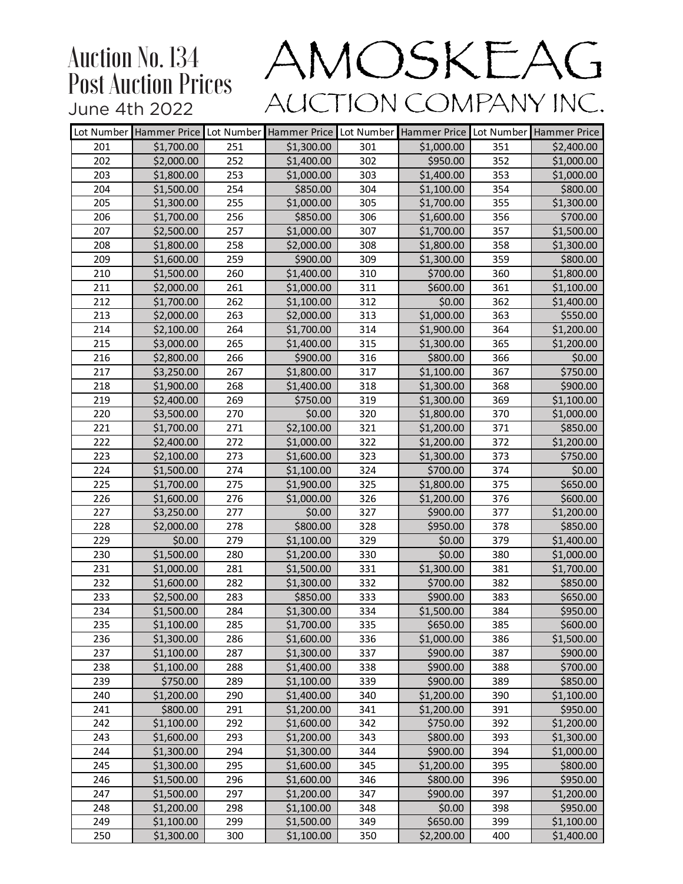# Auction No. 134 Post Auction Prices

June 4th 2022

## AMOSKEAG AUCTION COMPANY INC.

| Lot Number | Hammer Price | Lot Number | Hammer Price | Lot Number | Hammer Price | Lot Number | Hammer Price |
|---|---|---|---|---|---|---|---|
| 201 | $1,700.00 | 251 | $1,300.00 | 301 | $1,000.00 | 351 | $2,400.00 |
| 202 | $2,000.00 | 252 | $1,400.00 | 302 | $950.00 | 352 | $1,000.00 |
| 203 | $1,800.00 | 253 | $1,000.00 | 303 | $1,400.00 | 353 | $1,000.00 |
| 204 | $1,500.00 | 254 | $850.00 | 304 | $1,100.00 | 354 | $800.00 |
| 205 | $1,300.00 | 255 | $1,000.00 | 305 | $1,700.00 | 355 | $1,300.00 |
| 206 | $1,700.00 | 256 | $850.00 | 306 | $1,600.00 | 356 | $700.00 |
| 207 | $2,500.00 | 257 | $1,000.00 | 307 | $1,700.00 | 357 | $1,500.00 |
| 208 | $1,800.00 | 258 | $2,000.00 | 308 | $1,800.00 | 358 | $1,300.00 |
| 209 | $1,600.00 | 259 | $900.00 | 309 | $1,300.00 | 359 | $800.00 |
| 210 | $1,500.00 | 260 | $1,400.00 | 310 | $700.00 | 360 | $1,800.00 |
| 211 | $2,000.00 | 261 | $1,000.00 | 311 | $600.00 | 361 | $1,100.00 |
| 212 | $1,700.00 | 262 | $1,100.00 | 312 | $0.00 | 362 | $1,400.00 |
| 213 | $2,000.00 | 263 | $2,000.00 | 313 | $1,000.00 | 363 | $550.00 |
| 214 | $2,100.00 | 264 | $1,700.00 | 314 | $1,900.00 | 364 | $1,200.00 |
| 215 | $3,000.00 | 265 | $1,400.00 | 315 | $1,300.00 | 365 | $1,200.00 |
| 216 | $2,800.00 | 266 | $900.00 | 316 | $800.00 | 366 | $0.00 |
| 217 | $3,250.00 | 267 | $1,800.00 | 317 | $1,100.00 | 367 | $750.00 |
| 218 | $1,900.00 | 268 | $1,400.00 | 318 | $1,300.00 | 368 | $900.00 |
| 219 | $2,400.00 | 269 | $750.00 | 319 | $1,300.00 | 369 | $1,100.00 |
| 220 | $3,500.00 | 270 | $0.00 | 320 | $1,800.00 | 370 | $1,000.00 |
| 221 | $1,700.00 | 271 | $2,100.00 | 321 | $1,200.00 | 371 | $850.00 |
| 222 | $2,400.00 | 272 | $1,000.00 | 322 | $1,200.00 | 372 | $1,200.00 |
| 223 | $2,100.00 | 273 | $1,600.00 | 323 | $1,300.00 | 373 | $750.00 |
| 224 | $1,500.00 | 274 | $1,100.00 | 324 | $700.00 | 374 | $0.00 |
| 225 | $1,700.00 | 275 | $1,900.00 | 325 | $1,800.00 | 375 | $650.00 |
| 226 | $1,600.00 | 276 | $1,000.00 | 326 | $1,200.00 | 376 | $600.00 |
| 227 | $3,250.00 | 277 | $0.00 | 327 | $900.00 | 377 | $1,200.00 |
| 228 | $2,000.00 | 278 | $800.00 | 328 | $950.00 | 378 | $850.00 |
| 229 | $0.00 | 279 | $1,100.00 | 329 | $0.00 | 379 | $1,400.00 |
| 230 | $1,500.00 | 280 | $1,200.00 | 330 | $0.00 | 380 | $1,000.00 |
| 231 | $1,000.00 | 281 | $1,500.00 | 331 | $1,300.00 | 381 | $1,700.00 |
| 232 | $1,600.00 | 282 | $1,300.00 | 332 | $700.00 | 382 | $850.00 |
| 233 | $2,500.00 | 283 | $850.00 | 333 | $900.00 | 383 | $650.00 |
| 234 | $1,500.00 | 284 | $1,300.00 | 334 | $1,500.00 | 384 | $950.00 |
| 235 | $1,100.00 | 285 | $1,700.00 | 335 | $650.00 | 385 | $600.00 |
| 236 | $1,300.00 | 286 | $1,600.00 | 336 | $1,000.00 | 386 | $1,500.00 |
| 237 | $1,100.00 | 287 | $1,300.00 | 337 | $900.00 | 387 | $900.00 |
| 238 | $1,100.00 | 288 | $1,400.00 | 338 | $900.00 | 388 | $700.00 |
| 239 | $750.00 | 289 | $1,100.00 | 339 | $900.00 | 389 | $850.00 |
| 240 | $1,200.00 | 290 | $1,400.00 | 340 | $1,200.00 | 390 | $1,100.00 |
| 241 | $800.00 | 291 | $1,200.00 | 341 | $1,200.00 | 391 | $950.00 |
| 242 | $1,100.00 | 292 | $1,600.00 | 342 | $750.00 | 392 | $1,200.00 |
| 243 | $1,600.00 | 293 | $1,200.00 | 343 | $800.00 | 393 | $1,300.00 |
| 244 | $1,300.00 | 294 | $1,300.00 | 344 | $900.00 | 394 | $1,000.00 |
| 245 | $1,300.00 | 295 | $1,600.00 | 345 | $1,200.00 | 395 | $800.00 |
| 246 | $1,500.00 | 296 | $1,600.00 | 346 | $800.00 | 396 | $950.00 |
| 247 | $1,500.00 | 297 | $1,200.00 | 347 | $900.00 | 397 | $1,200.00 |
| 248 | $1,200.00 | 298 | $1,100.00 | 348 | $0.00 | 398 | $950.00 |
| 249 | $1,100.00 | 299 | $1,500.00 | 349 | $650.00 | 399 | $1,100.00 |
| 250 | $1,300.00 | 300 | $1,100.00 | 350 | $2,200.00 | 400 | $1,400.00 |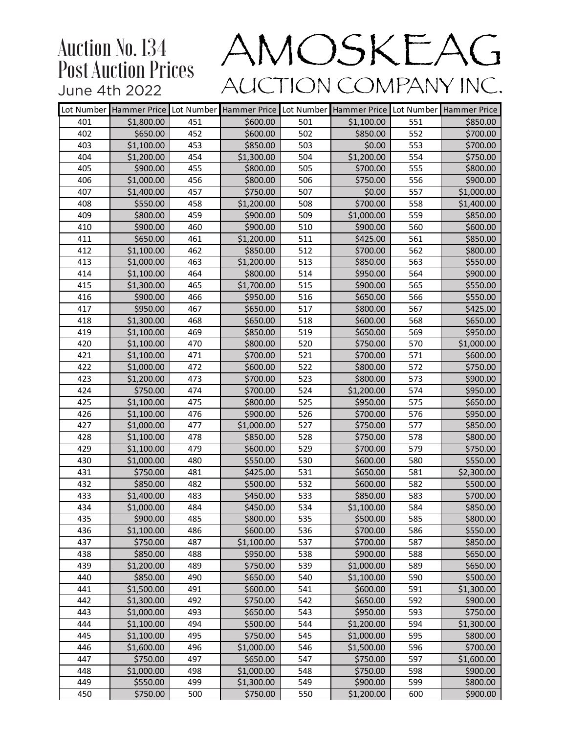# Auction No. 134 Post Auction Prices

June 4th 2022

# AMOSKEAG AUCTION COMPANY INC.

| Lot Number | Hammer Price | Lot Number | Hammer Price | Lot Number | Hammer Price | Lot Number | Hammer Price |
|---|---|---|---|---|---|---|---|
| 401 | $1,800.00 | 451 | $600.00 | 501 | $1,100.00 | 551 | $850.00 |
| 402 | $650.00 | 452 | $600.00 | 502 | $850.00 | 552 | $700.00 |
| 403 | $1,100.00 | 453 | $850.00 | 503 | $0.00 | 553 | $700.00 |
| 404 | $1,200.00 | 454 | $1,300.00 | 504 | $1,200.00 | 554 | $750.00 |
| 405 | $900.00 | 455 | $800.00 | 505 | $700.00 | 555 | $800.00 |
| 406 | $1,000.00 | 456 | $800.00 | 506 | $750.00 | 556 | $900.00 |
| 407 | $1,400.00 | 457 | $750.00 | 507 | $0.00 | 557 | $1,000.00 |
| 408 | $550.00 | 458 | $1,200.00 | 508 | $700.00 | 558 | $1,400.00 |
| 409 | $800.00 | 459 | $900.00 | 509 | $1,000.00 | 559 | $850.00 |
| 410 | $900.00 | 460 | $900.00 | 510 | $900.00 | 560 | $600.00 |
| 411 | $650.00 | 461 | $1,200.00 | 511 | $425.00 | 561 | $850.00 |
| 412 | $1,100.00 | 462 | $850.00 | 512 | $700.00 | 562 | $800.00 |
| 413 | $1,000.00 | 463 | $1,200.00 | 513 | $850.00 | 563 | $550.00 |
| 414 | $1,100.00 | 464 | $800.00 | 514 | $950.00 | 564 | $900.00 |
| 415 | $1,300.00 | 465 | $1,700.00 | 515 | $900.00 | 565 | $550.00 |
| 416 | $900.00 | 466 | $950.00 | 516 | $650.00 | 566 | $550.00 |
| 417 | $950.00 | 467 | $650.00 | 517 | $800.00 | 567 | $425.00 |
| 418 | $1,300.00 | 468 | $650.00 | 518 | $600.00 | 568 | $650.00 |
| 419 | $1,100.00 | 469 | $850.00 | 519 | $650.00 | 569 | $950.00 |
| 420 | $1,100.00 | 470 | $800.00 | 520 | $750.00 | 570 | $1,000.00 |
| 421 | $1,100.00 | 471 | $700.00 | 521 | $700.00 | 571 | $600.00 |
| 422 | $1,000.00 | 472 | $600.00 | 522 | $800.00 | 572 | $750.00 |
| 423 | $1,200.00 | 473 | $700.00 | 523 | $800.00 | 573 | $900.00 |
| 424 | $750.00 | 474 | $700.00 | 524 | $1,200.00 | 574 | $950.00 |
| 425 | $1,100.00 | 475 | $800.00 | 525 | $950.00 | 575 | $650.00 |
| 426 | $1,100.00 | 476 | $900.00 | 526 | $700.00 | 576 | $950.00 |
| 427 | $1,000.00 | 477 | $1,000.00 | 527 | $750.00 | 577 | $850.00 |
| 428 | $1,100.00 | 478 | $850.00 | 528 | $750.00 | 578 | $800.00 |
| 429 | $1,100.00 | 479 | $600.00 | 529 | $700.00 | 579 | $750.00 |
| 430 | $1,000.00 | 480 | $550.00 | 530 | $600.00 | 580 | $550.00 |
| 431 | $750.00 | 481 | $425.00 | 531 | $650.00 | 581 | $2,300.00 |
| 432 | $850.00 | 482 | $500.00 | 532 | $600.00 | 582 | $500.00 |
| 433 | $1,400.00 | 483 | $450.00 | 533 | $850.00 | 583 | $700.00 |
| 434 | $1,000.00 | 484 | $450.00 | 534 | $1,100.00 | 584 | $850.00 |
| 435 | $900.00 | 485 | $800.00 | 535 | $500.00 | 585 | $800.00 |
| 436 | $1,100.00 | 486 | $600.00 | 536 | $700.00 | 586 | $550.00 |
| 437 | $750.00 | 487 | $1,100.00 | 537 | $700.00 | 587 | $850.00 |
| 438 | $850.00 | 488 | $950.00 | 538 | $900.00 | 588 | $650.00 |
| 439 | $1,200.00 | 489 | $750.00 | 539 | $1,000.00 | 589 | $650.00 |
| 440 | $850.00 | 490 | $650.00 | 540 | $1,100.00 | 590 | $500.00 |
| 441 | $1,500.00 | 491 | $600.00 | 541 | $600.00 | 591 | $1,300.00 |
| 442 | $1,300.00 | 492 | $750.00 | 542 | $650.00 | 592 | $900.00 |
| 443 | $1,000.00 | 493 | $650.00 | 543 | $950.00 | 593 | $750.00 |
| 444 | $1,100.00 | 494 | $500.00 | 544 | $1,200.00 | 594 | $1,300.00 |
| 445 | $1,100.00 | 495 | $750.00 | 545 | $1,000.00 | 595 | $800.00 |
| 446 | $1,600.00 | 496 | $1,000.00 | 546 | $1,500.00 | 596 | $700.00 |
| 447 | $750.00 | 497 | $650.00 | 547 | $750.00 | 597 | $1,600.00 |
| 448 | $1,000.00 | 498 | $1,000.00 | 548 | $750.00 | 598 | $900.00 |
| 449 | $550.00 | 499 | $1,300.00 | 549 | $900.00 | 599 | $800.00 |
| 450 | $750.00 | 500 | $750.00 | 550 | $1,200.00 | 600 | $900.00 |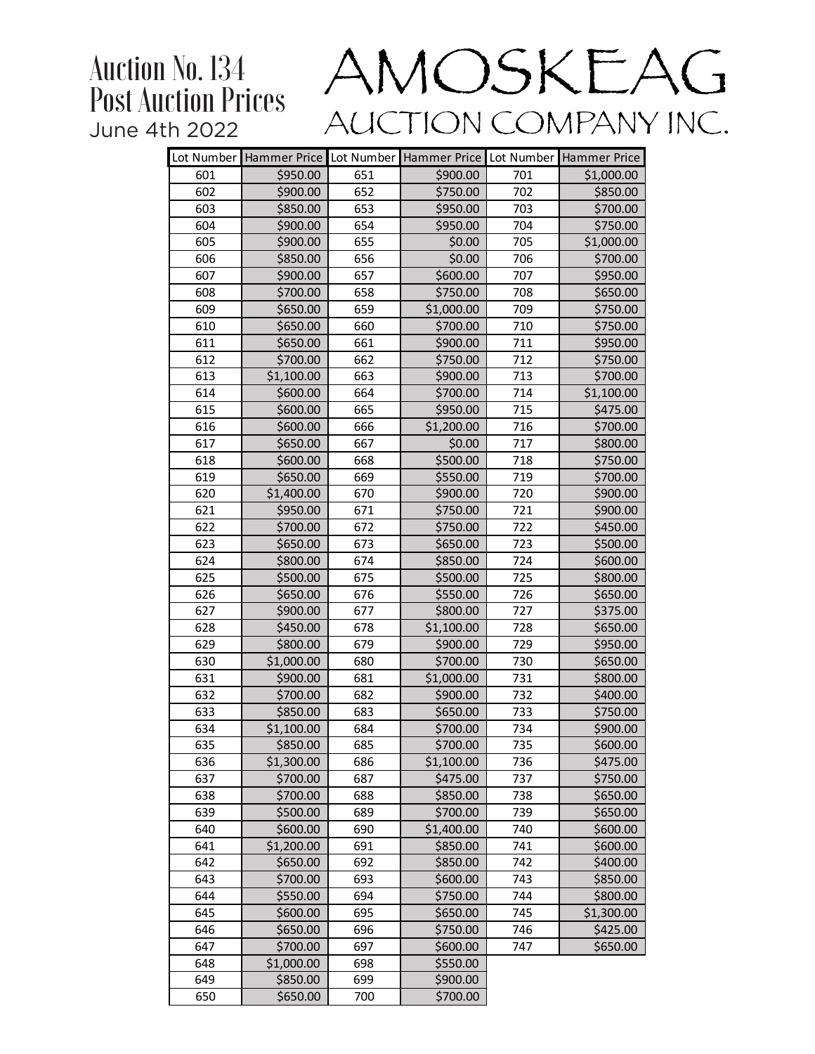# Auction No. 134 Post Auction Prices

June 4th 2022

# AMOSKEAG AUCTION COMPANY INC.

| Lot Number | Hammer Price | Lot Number | Hammer Price | Lot Number | Hammer Price |
|---|---|---|---|---|---|
| 601 | $950.00 | 651 | $900.00 | 701 | $1,000.00 |
| 602 | $900.00 | 652 | $750.00 | 702 | $850.00 |
| 603 | $850.00 | 653 | $950.00 | 703 | $700.00 |
| 604 | $900.00 | 654 | $950.00 | 704 | $750.00 |
| 605 | $900.00 | 655 | $0.00 | 705 | $1,000.00 |
| 606 | $850.00 | 656 | $0.00 | 706 | $700.00 |
| 607 | $900.00 | 657 | $600.00 | 707 | $950.00 |
| 608 | $700.00 | 658 | $750.00 | 708 | $650.00 |
| 609 | $650.00 | 659 | $1,000.00 | 709 | $750.00 |
| 610 | $650.00 | 660 | $700.00 | 710 | $750.00 |
| 611 | $650.00 | 661 | $900.00 | 711 | $950.00 |
| 612 | $700.00 | 662 | $750.00 | 712 | $750.00 |
| 613 | $1,100.00 | 663 | $900.00 | 713 | $700.00 |
| 614 | $600.00 | 664 | $700.00 | 714 | $1,100.00 |
| 615 | $600.00 | 665 | $950.00 | 715 | $475.00 |
| 616 | $600.00 | 666 | $1,200.00 | 716 | $700.00 |
| 617 | $650.00 | 667 | $0.00 | 717 | $800.00 |
| 618 | $600.00 | 668 | $500.00 | 718 | $750.00 |
| 619 | $650.00 | 669 | $550.00 | 719 | $700.00 |
| 620 | $1,400.00 | 670 | $900.00 | 720 | $900.00 |
| 621 | $950.00 | 671 | $750.00 | 721 | $900.00 |
| 622 | $700.00 | 672 | $750.00 | 722 | $450.00 |
| 623 | $650.00 | 673 | $650.00 | 723 | $500.00 |
| 624 | $800.00 | 674 | $850.00 | 724 | $600.00 |
| 625 | $500.00 | 675 | $500.00 | 725 | $800.00 |
| 626 | $650.00 | 676 | $550.00 | 726 | $650.00 |
| 627 | $900.00 | 677 | $800.00 | 727 | $375.00 |
| 628 | $450.00 | 678 | $1,100.00 | 728 | $650.00 |
| 629 | $800.00 | 679 | $900.00 | 729 | $950.00 |
| 630 | $1,000.00 | 680 | $700.00 | 730 | $650.00 |
| 631 | $900.00 | 681 | $1,000.00 | 731 | $800.00 |
| 632 | $700.00 | 682 | $900.00 | 732 | $400.00 |
| 633 | $850.00 | 683 | $650.00 | 733 | $750.00 |
| 634 | $1,100.00 | 684 | $700.00 | 734 | $900.00 |
| 635 | $850.00 | 685 | $700.00 | 735 | $600.00 |
| 636 | $1,300.00 | 686 | $1,100.00 | 736 | $475.00 |
| 637 | $700.00 | 687 | $475.00 | 737 | $750.00 |
| 638 | $700.00 | 688 | $850.00 | 738 | $650.00 |
| 639 | $500.00 | 689 | $700.00 | 739 | $650.00 |
| 640 | $600.00 | 690 | $1,400.00 | 740 | $600.00 |
| 641 | $1,200.00 | 691 | $850.00 | 741 | $600.00 |
| 642 | $650.00 | 692 | $850.00 | 742 | $400.00 |
| 643 | $700.00 | 693 | $600.00 | 743 | $850.00 |
| 644 | $550.00 | 694 | $750.00 | 744 | $800.00 |
| 645 | $600.00 | 695 | $650.00 | 745 | $1,300.00 |
| 646 | $650.00 | 696 | $750.00 | 746 | $425.00 |
| 647 | $700.00 | 697 | $600.00 | 747 | $650.00 |
| 648 | $1,000.00 | 698 | $550.00 | | |
| 649 | $850.00 | 699 | $900.00 | | |
| 650 | $650.00 | 700 | $700.00 | | |